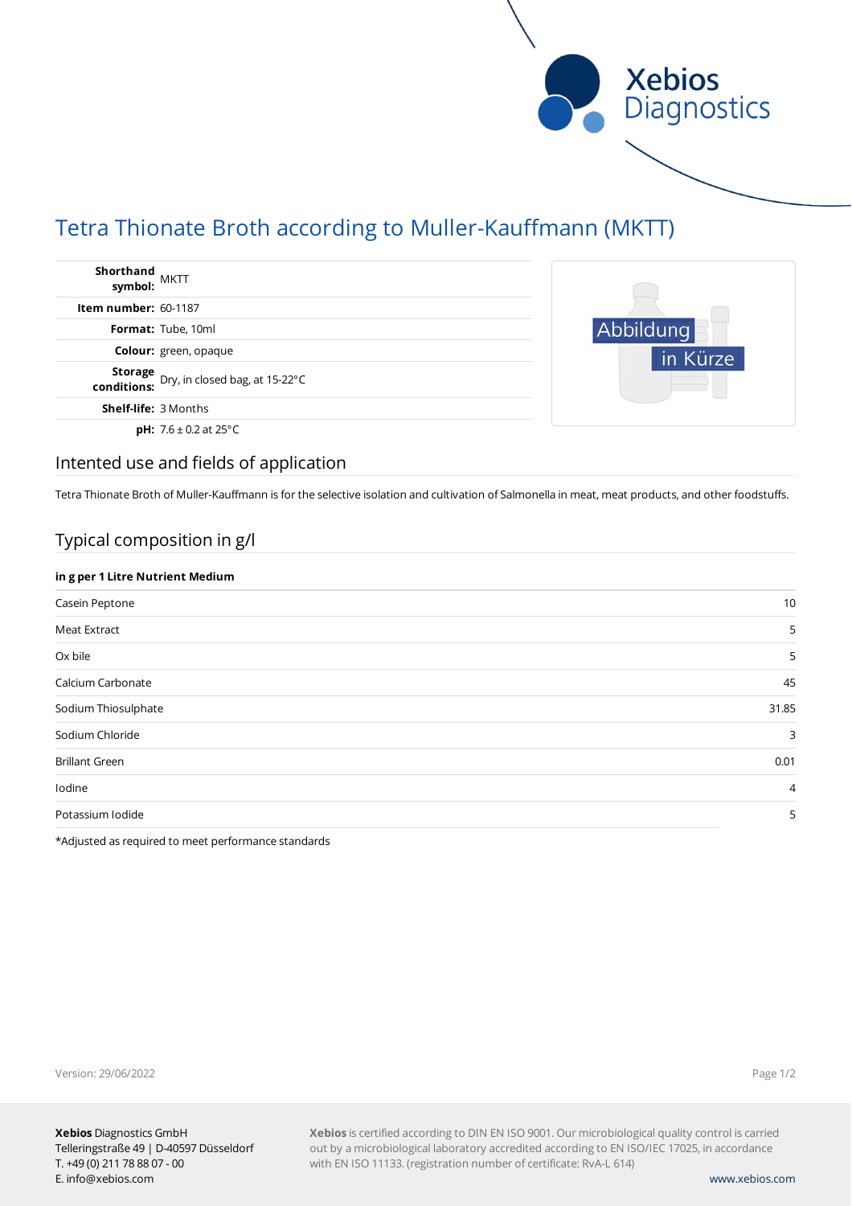# Tetra Thionate Broth according to Muller-Kauffmann (MKTT)

| | |
|---|---|
| **Shorthand symbol:** | MKTT |
| **Item number:** | 60-1187 |
| **Format:** | Tube, 10ml |
| **Colour:** | green, opaque |
| **Storage conditions:** | Dry, in closed bag, at 15-22°C |
| **Shelf-life:** | 3 Months |
| **pH:** | 7.6 ± 0.2 at 25°C |

Abbildung in Kürze

## Intented use and fields of application

Tetra Thionate Broth of Muller-Kauffmann is for the selective isolation and cultivation of Salmonella in meat, meat products, and other foodstuffs.

## Typical composition in g/l

| **in g per 1 Litre Nutrient Medium** | |
|---|---|
| Casein Peptone | 10 |
| Meat Extract | 5 |
| Ox bile | 5 |
| Calcium Carbonate | 45 |
| Sodium Thiosulphate | 31.85 |
| Sodium Chloride | 3 |
| Brillant Green | 0.01 |
| Iodine | 4 |
| Potassium Iodide | 5 |

*Adjusted as required to meet performance standards

Version: 29/06/2022

**Xebios** Diagnostics GmbH
Telleringstraße 49 | D-40597 Düsseldorf
T. +49 (0) 211 78 88 07 - 00
E. info@xebios.com

**Xebios** is certified according to DIN EN ISO 9001. Our microbiological quality control is carried out by a microbiological laboratory accredited according to EN ISO/IEC 17025, in accordance with EN ISO 11133. (registration number of certificate: RvA-L 614)

www.xebios.com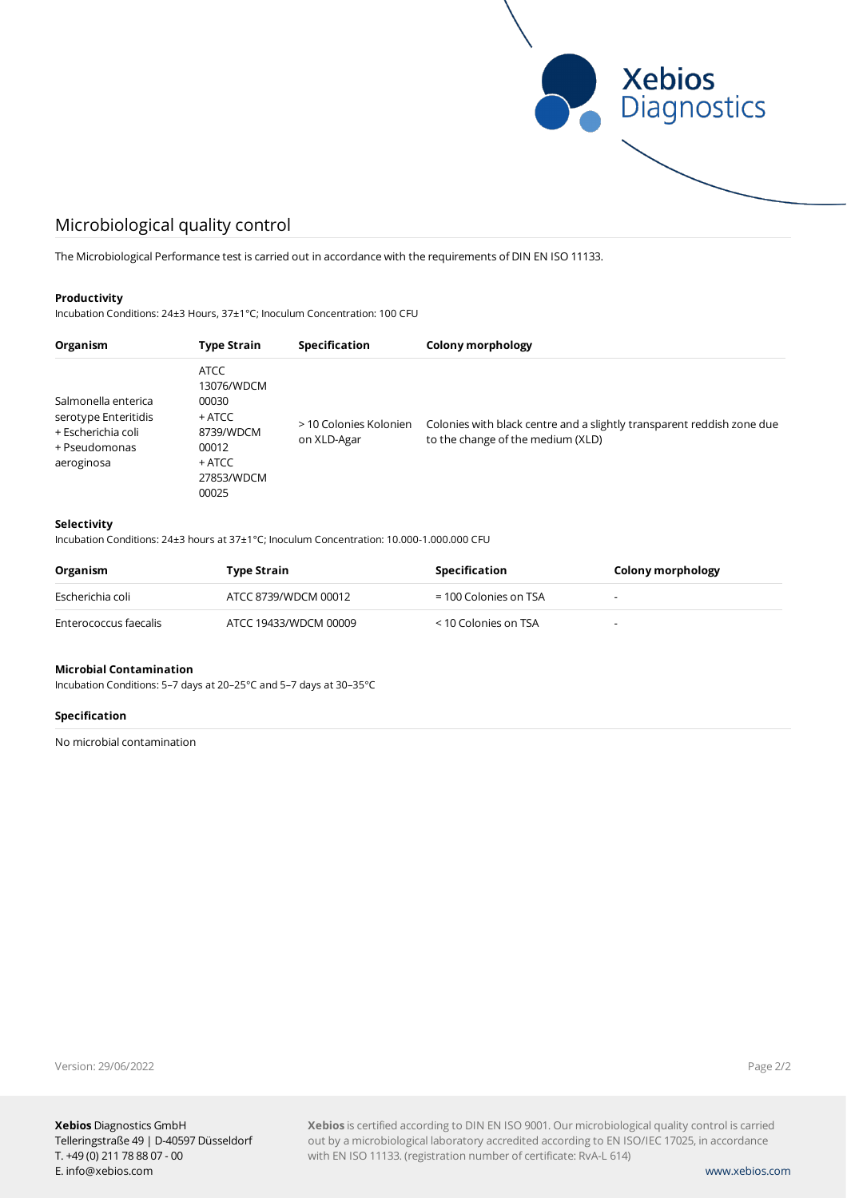## Microbiological quality control

The Microbiological Performance test is carried out in accordance with the requirements of DIN EN ISO 11133.

**Productivity**

Incubation Conditions: 24±3 Hours, 37±1°C; Inoculum Concentration: 100 CFU

| Organism | Type Strain | Specification | Colony morphology |
|---|---|---|---|
| Salmonella enterica serotype Enteritidis + Escherichia coli + Pseudomonas aeroginosa | ATCC 13076/WDCM 00030 + ATCC 8739/WDCM 00012 + ATCC 27853/WDCM 00025 | > 10 Colonies Kolonien on XLD-Agar | Colonies with black centre and a slightly transparent reddish zone due to the change of the medium (XLD) |

**Selectivity**

Incubation Conditions: 24±3 hours at 37±1°C; Inoculum Concentration: 10.000-1.000.000 CFU

| Organism | Type Strain | Specification | Colony morphology |
|---|---|---|---|
| Escherichia coli | ATCC 8739/WDCM 00012 | = 100 Colonies on TSA | - |
| Enterococcus faecalis | ATCC 19433/WDCM 00009 | < 10 Colonies on TSA | - |

**Microbial Contamination**

Incubation Conditions: 5–7 days at 20–25°C and 5–7 days at 30–35°C

**Specification**

No microbial contamination

Version: 29/06/2022

**Xebios** Diagnostics GmbH
Telleringstraße 49 | D-40597 Düsseldorf
T. +49 (0) 211 78 88 07 - 00
E. info@xebios.com

**Xebios** is certified according to DIN EN ISO 9001. Our microbiological quality control is carried out by a microbiological laboratory accredited according to EN ISO/IEC 17025, in accordance with EN ISO 11133. (registration number of certificate: RvA-L 614)

www.xebios.com